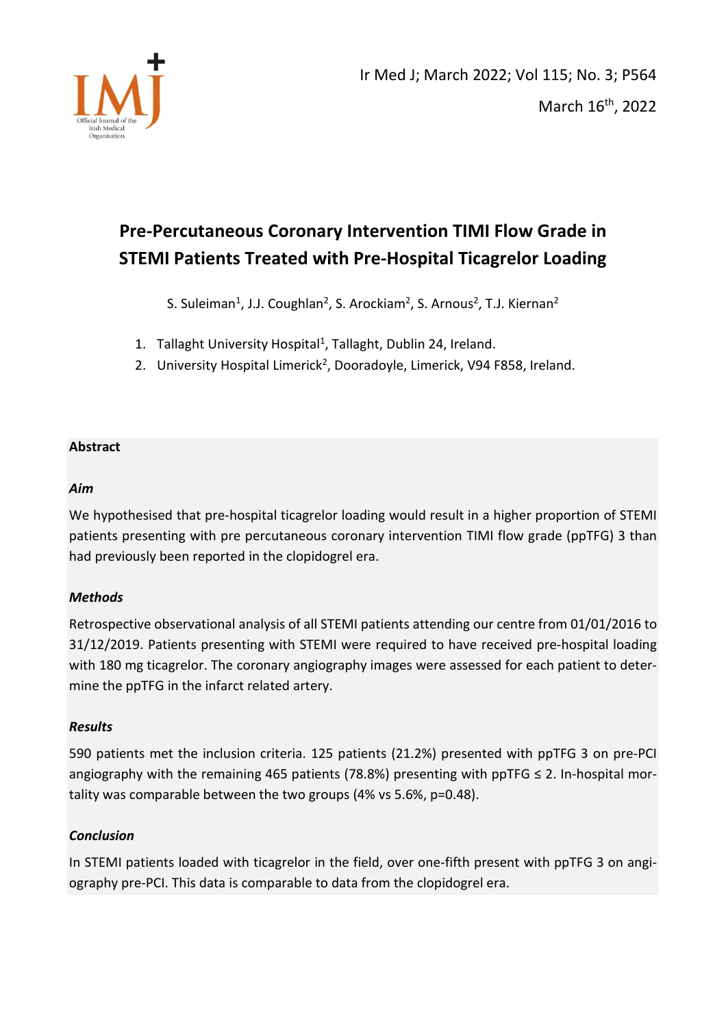# Pre-Percutaneous Coronary Intervention TIMI Flow Grade in STEMI Patients Treated with Pre-Hospital Ticagrelor Loading

S. Suleiman[1], J.J. Coughlan[2], S. Arockiam[2], S. Arnous[2], T.J. Kiernan[2]

1. Tallaght University Hospital[1], Tallaght, Dublin 24, Ireland.
2. University Hospital Limerick[2], Dooradoyle, Limerick, V94 F858, Ireland.

## Abstract

### *Aim*

We hypothesised that pre-hospital ticagrelor loading would result in a higher proportion of STEMI patients presenting with pre percutaneous coronary intervention TIMI flow grade (ppTFG) 3 than had previously been reported in the clopidogrel era.

### *Methods*

Retrospective observational analysis of all STEMI patients attending our centre from 01/01/2016 to 31/12/2019. Patients presenting with STEMI were required to have received pre-hospital loading with 180 mg ticagrelor. The coronary angiography images were assessed for each patient to determine the ppTFG in the infarct related artery.

### *Results*

590 patients met the inclusion criteria. 125 patients (21.2%) presented with ppTFG 3 on pre-PCI angiography with the remaining 465 patients (78.8%) presenting with ppTFG ≤ 2. In-hospital mortality was comparable between the two groups (4% vs 5.6%, p=0.48).

### *Conclusion*

In STEMI patients loaded with ticagrelor in the field, over one-fifth present with ppTFG 3 on angiography pre-PCI. This data is comparable to data from the clopidogrel era.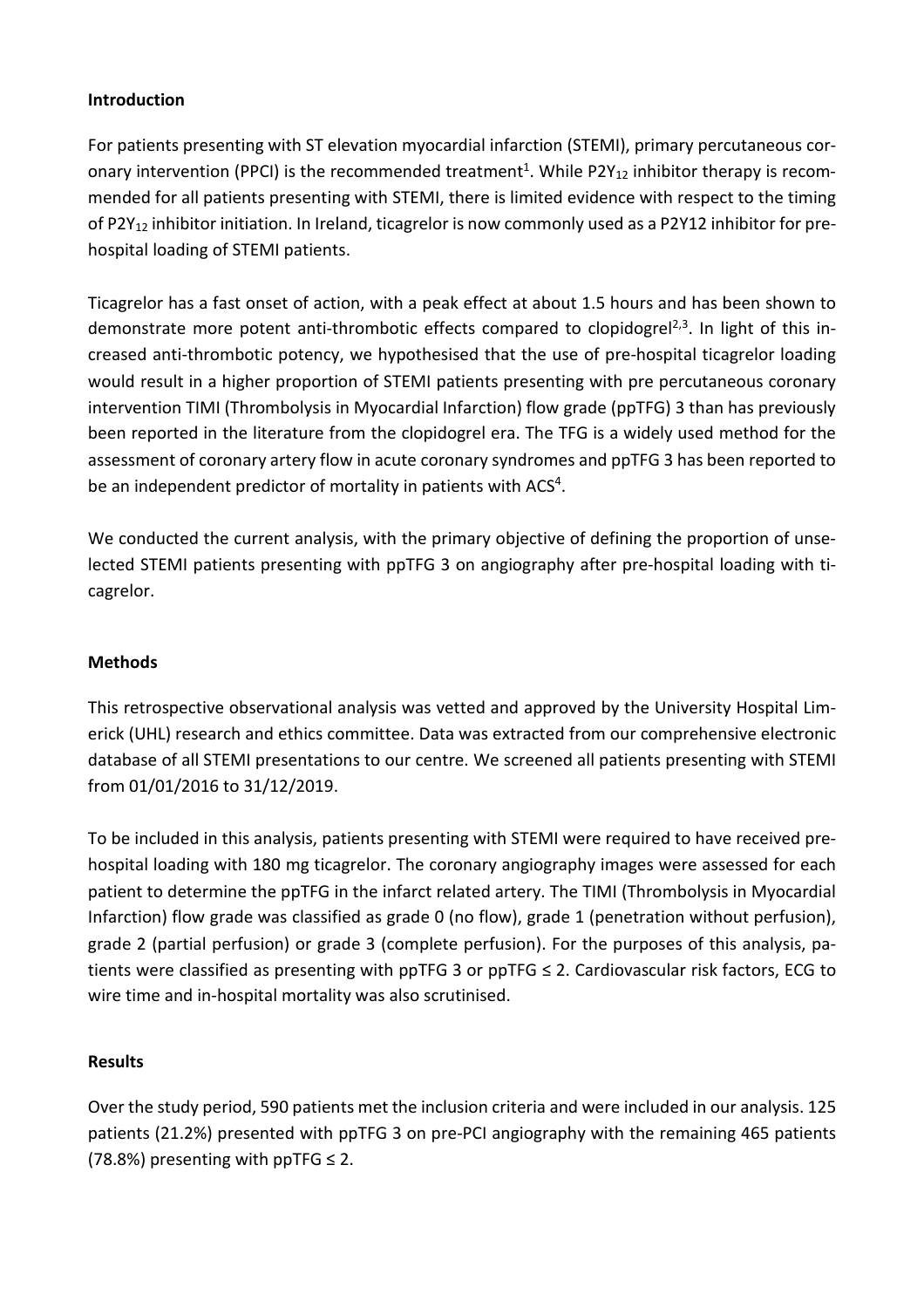## Introduction

For patients presenting with ST elevation myocardial infarction (STEMI), primary percutaneous coronary intervention (PPCI) is the recommended treatment[1]. While $P2Y_{12}$ inhibitor therapy is recommended for all patients presenting with STEMI, there is limited evidence with respect to the timing of $P2Y_{12}$ inhibitor initiation. In Ireland, ticagrelor is now commonly used as a P2Y12 inhibitor for pre-hospital loading of STEMI patients.

Ticagrelor has a fast onset of action, with a peak effect at about 1.5 hours and has been shown to demonstrate more potent anti-thrombotic effects compared to clopidogrel[2,3]. In light of this increased anti-thrombotic potency, we hypothesised that the use of pre-hospital ticagrelor loading would result in a higher proportion of STEMI patients presenting with pre percutaneous coronary intervention TIMI (Thrombolysis in Myocardial Infarction) flow grade (ppTFG) 3 than has previously been reported in the literature from the clopidogrel era. The TFG is a widely used method for the assessment of coronary artery flow in acute coronary syndromes and ppTFG 3 has been reported to be an independent predictor of mortality in patients with ACS[4].

We conducted the current analysis, with the primary objective of defining the proportion of unselected STEMI patients presenting with ppTFG 3 on angiography after pre-hospital loading with ticagrelor.

## Methods

This retrospective observational analysis was vetted and approved by the University Hospital Limerick (UHL) research and ethics committee. Data was extracted from our comprehensive electronic database of all STEMI presentations to our centre. We screened all patients presenting with STEMI from 01/01/2016 to 31/12/2019.

To be included in this analysis, patients presenting with STEMI were required to have received pre-hospital loading with 180 mg ticagrelor. The coronary angiography images were assessed for each patient to determine the ppTFG in the infarct related artery. The TIMI (Thrombolysis in Myocardial Infarction) flow grade was classified as grade 0 (no flow), grade 1 (penetration without perfusion), grade 2 (partial perfusion) or grade 3 (complete perfusion). For the purposes of this analysis, patients were classified as presenting with ppTFG 3 or ppTFG ≤ 2. Cardiovascular risk factors, ECG to wire time and in-hospital mortality was also scrutinised.

## Results

Over the study period, 590 patients met the inclusion criteria and were included in our analysis. 125 patients (21.2%) presented with ppTFG 3 on pre-PCI angiography with the remaining 465 patients (78.8%) presenting with ppTFG ≤ 2.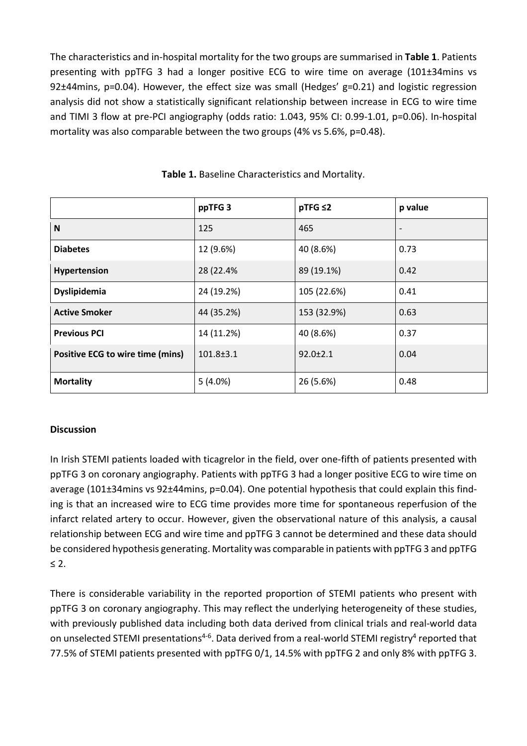The characteristics and in-hospital mortality for the two groups are summarised in **Table 1**. Patients presenting with ppTFG 3 had a longer positive ECG to wire time on average (101±34mins vs 92±44mins, p=0.04). However, the effect size was small (Hedges' g=0.21) and logistic regression analysis did not show a statistically significant relationship between increase in ECG to wire time and TIMI 3 flow at pre-PCI angiography (odds ratio: 1.043, 95% CI: 0.99-1.01, p=0.06). In-hospital mortality was also comparable between the two groups (4% vs 5.6%, p=0.48).

**Table 1.** Baseline Characteristics and Mortality.

| | **ppTFG 3** | **pTFG ≤2** | **p value** |
|---|---|---|---|
| **N** | 125 | 465 | - |
| **Diabetes** | 12 (9.6%) | 40 (8.6%) | 0.73 |
| **Hypertension** | 28 (22.4% | 89 (19.1%) | 0.42 |
| **Dyslipidemia** | 24 (19.2%) | 105 (22.6%) | 0.41 |
| **Active Smoker** | 44 (35.2%) | 153 (32.9%) | 0.63 |
| **Previous PCI** | 14 (11.2%) | 40 (8.6%) | 0.37 |
| **Positive ECG to wire time (mins)** | 101.8±3.1 | 92.0±2.1 | 0.04 |
| **Mortality** | 5 (4.0%) | 26 (5.6%) | 0.48 |

**Discussion**

In Irish STEMI patients loaded with ticagrelor in the field, over one-fifth of patients presented with ppTFG 3 on coronary angiography. Patients with ppTFG 3 had a longer positive ECG to wire time on average (101±34mins vs 92±44mins, p=0.04). One potential hypothesis that could explain this finding is that an increased wire to ECG time provides more time for spontaneous reperfusion of the infarct related artery to occur. However, given the observational nature of this analysis, a causal relationship between ECG and wire time and ppTFG 3 cannot be determined and these data should be considered hypothesis generating. Mortality was comparable in patients with ppTFG 3 and ppTFG ≤ 2.

There is considerable variability in the reported proportion of STEMI patients who present with ppTFG 3 on coronary angiography. This may reflect the underlying heterogeneity of these studies, with previously published data including both data derived from clinical trials and real-world data on unselected STEMI presentations[4-6]. Data derived from a real-world STEMI registry[4] reported that 77.5% of STEMI patients presented with ppTFG 0/1, 14.5% with ppTFG 2 and only 8% with ppTFG 3.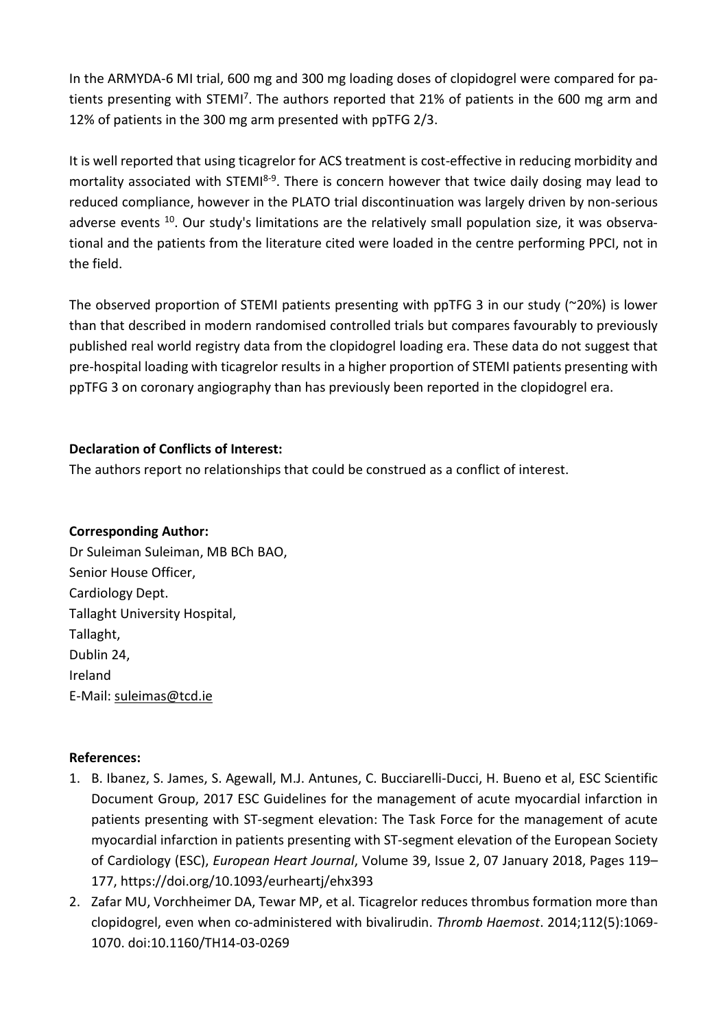In the ARMYDA-6 MI trial, 600 mg and 300 mg loading doses of clopidogrel were compared for patients presenting with STEMI[7]. The authors reported that 21% of patients in the 600 mg arm and 12% of patients in the 300 mg arm presented with ppTFG 2/3.

It is well reported that using ticagrelor for ACS treatment is cost-effective in reducing morbidity and mortality associated with STEMI[8-9]. There is concern however that twice daily dosing may lead to reduced compliance, however in the PLATO trial discontinuation was largely driven by non-serious adverse events [10]. Our study's limitations are the relatively small population size, it was observational and the patients from the literature cited were loaded in the centre performing PPCI, not in the field.

The observed proportion of STEMI patients presenting with ppTFG 3 in our study (~20%) is lower than that described in modern randomised controlled trials but compares favourably to previously published real world registry data from the clopidogrel loading era. These data do not suggest that pre-hospital loading with ticagrelor results in a higher proportion of STEMI patients presenting with ppTFG 3 on coronary angiography than has previously been reported in the clopidogrel era.

**Declaration of Conflicts of Interest:**

The authors report no relationships that could be construed as a conflict of interest.

**Corresponding Author:**

Dr Suleiman Suleiman, MB BCh BAO,
Senior House Officer,
Cardiology Dept.
Tallaght University Hospital,
Tallaght,
Dublin 24,
Ireland
E-Mail: suleimas@tcd.ie

**References:**

1. B. Ibanez, S. James, S. Agewall, M.J. Antunes, C. Bucciarelli-Ducci, H. Bueno et al, ESC Scientific Document Group, 2017 ESC Guidelines for the management of acute myocardial infarction in patients presenting with ST-segment elevation: The Task Force for the management of acute myocardial infarction in patients presenting with ST-segment elevation of the European Society of Cardiology (ESC), *European Heart Journal*, Volume 39, Issue 2, 07 January 2018, Pages 119–177, https://doi.org/10.1093/eurheartj/ehx393
2. Zafar MU, Vorchheimer DA, Tewar MP, et al. Ticagrelor reduces thrombus formation more than clopidogrel, even when co-administered with bivalirudin. *Thromb Haemost*. 2014;112(5):1069-1070. doi:10.1160/TH14-03-0269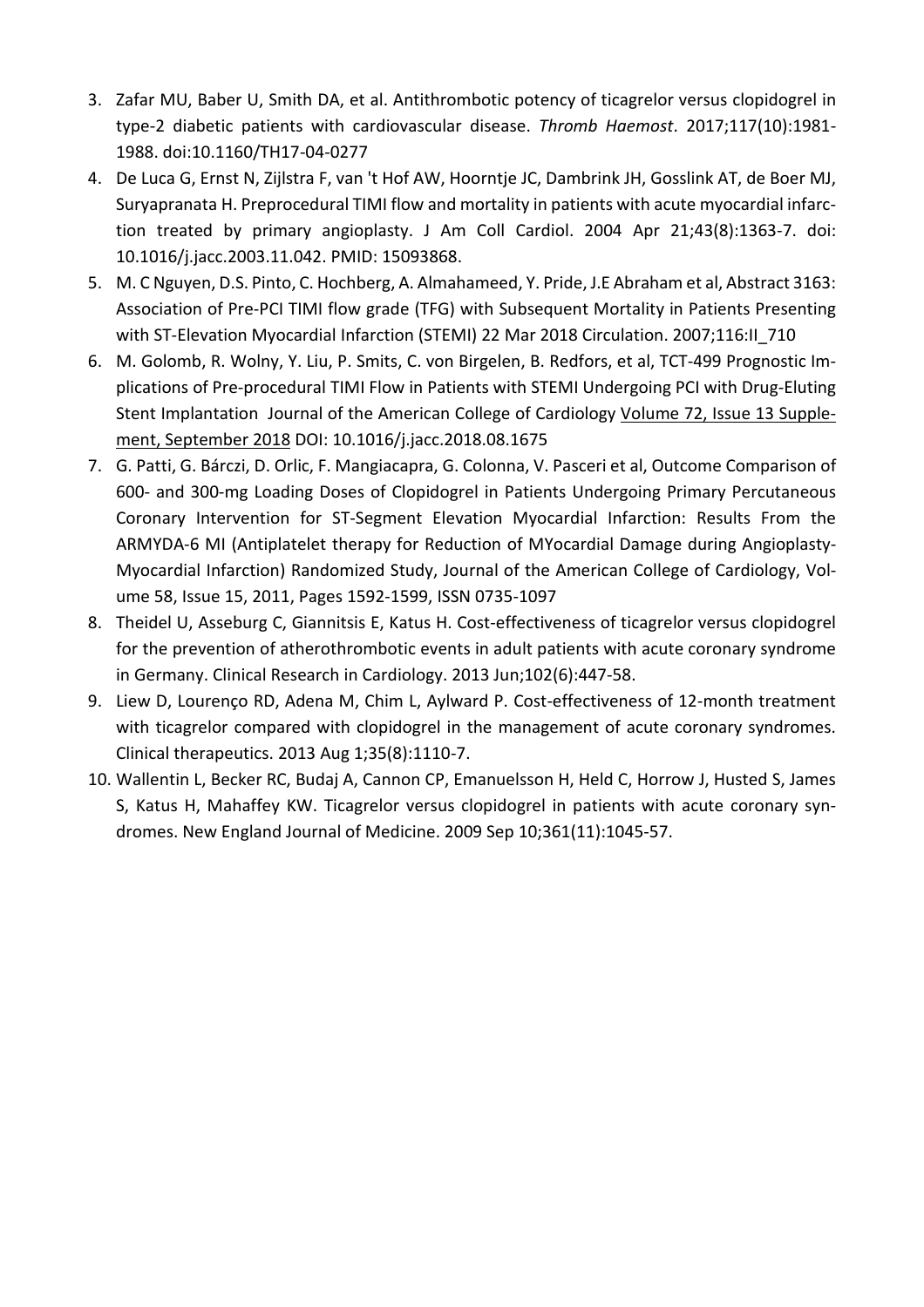3. Zafar MU, Baber U, Smith DA, et al. Antithrombotic potency of ticagrelor versus clopidogrel in type-2 diabetic patients with cardiovascular disease. *Thromb Haemost*. 2017;117(10):1981-1988. doi:10.1160/TH17-04-0277
4. De Luca G, Ernst N, Zijlstra F, van 't Hof AW, Hoorntje JC, Dambrink JH, Gosslink AT, de Boer MJ, Suryapranata H. Preprocedural TIMI flow and mortality in patients with acute myocardial infarction treated by primary angioplasty. J Am Coll Cardiol. 2004 Apr 21;43(8):1363-7. doi: 10.1016/j.jacc.2003.11.042. PMID: 15093868.
5. M. C Nguyen, D.S. Pinto, C. Hochberg, A. Almahameed, Y. Pride, J.E Abraham et al, Abstract 3163: Association of Pre-PCI TIMI flow grade (TFG) with Subsequent Mortality in Patients Presenting with ST-Elevation Myocardial Infarction (STEMI) 22 Mar 2018 Circulation. 2007;116:II_710
6. M. Golomb, R. Wolny, Y. Liu, P. Smits, C. von Birgelen, B. Redfors, et al, TCT-499 Prognostic Implications of Pre-procedural TIMI Flow in Patients with STEMI Undergoing PCI with Drug-Eluting Stent Implantation Journal of the American College of Cardiology Volume 72, Issue 13 Supplement, September 2018 DOI: 10.1016/j.jacc.2018.08.1675
7. G. Patti, G. Bárczi, D. Orlic, F. Mangiacapra, G. Colonna, V. Pasceri et al, Outcome Comparison of 600- and 300-mg Loading Doses of Clopidogrel in Patients Undergoing Primary Percutaneous Coronary Intervention for ST-Segment Elevation Myocardial Infarction: Results From the ARMYDA-6 MI (Antiplatelet therapy for Reduction of MYocardial Damage during Angioplasty-Myocardial Infarction) Randomized Study, Journal of the American College of Cardiology, Volume 58, Issue 15, 2011, Pages 1592-1599, ISSN 0735-1097
8. Theidel U, Asseburg C, Giannitsis E, Katus H. Cost-effectiveness of ticagrelor versus clopidogrel for the prevention of atherothrombotic events in adult patients with acute coronary syndrome in Germany. Clinical Research in Cardiology. 2013 Jun;102(6):447-58.
9. Liew D, Lourenço RD, Adena M, Chim L, Aylward P. Cost-effectiveness of 12-month treatment with ticagrelor compared with clopidogrel in the management of acute coronary syndromes. Clinical therapeutics. 2013 Aug 1;35(8):1110-7.
10. Wallentin L, Becker RC, Budaj A, Cannon CP, Emanuelsson H, Held C, Horrow J, Husted S, James S, Katus H, Mahaffey KW. Ticagrelor versus clopidogrel in patients with acute coronary syndromes. New England Journal of Medicine. 2009 Sep 10;361(11):1045-57.